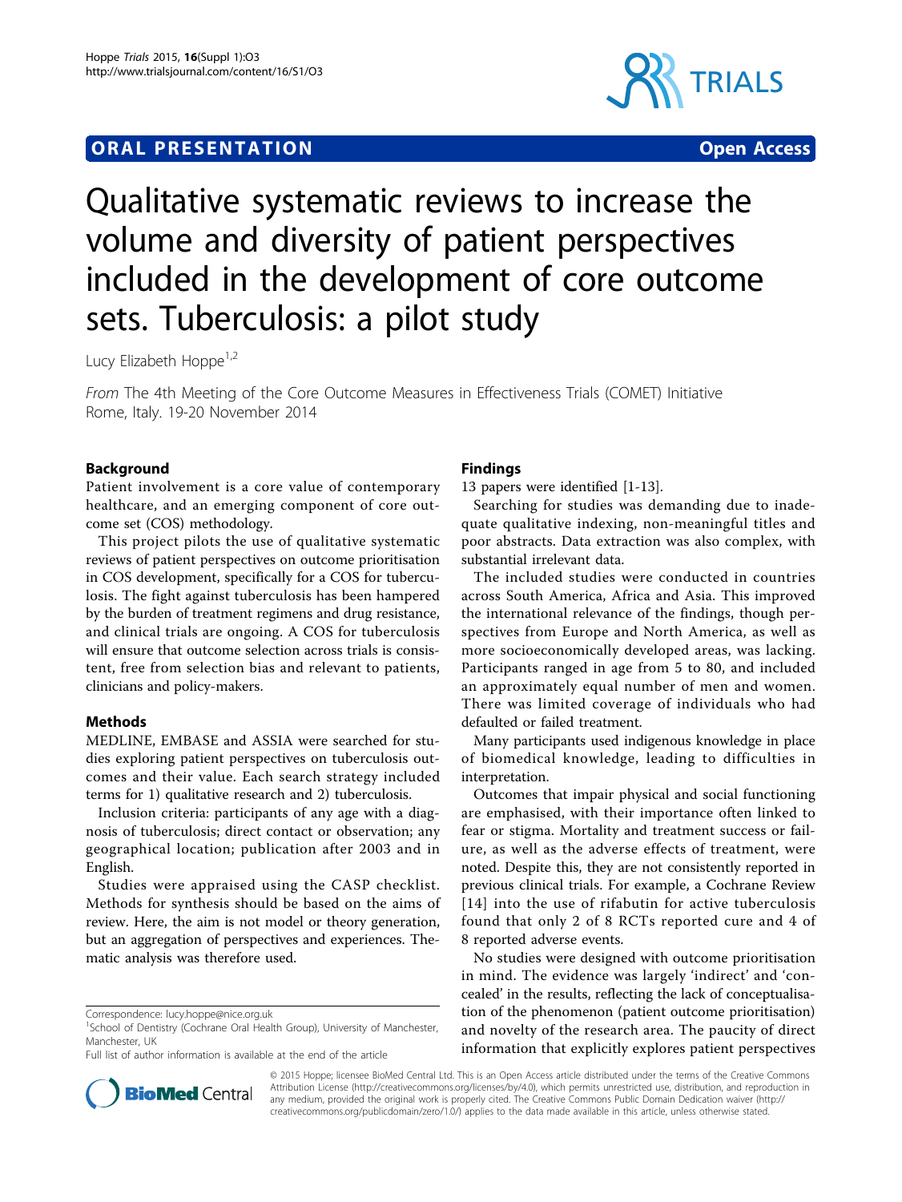**ORAL PRESENTATION** **Open Access**

# Qualitative systematic reviews to increase the volume and diversity of patient perspectives included in the development of core outcome sets. Tuberculosis: a pilot study

Lucy Elizabeth Hoppe[1,2]

*From* The 4th Meeting of the Core Outcome Measures in Effectiveness Trials (COMET) Initiative
Rome, Italy. 19-20 November 2014

## Background

Patient involvement is a core value of contemporary healthcare, and an emerging component of core outcome set (COS) methodology.

This project pilots the use of qualitative systematic reviews of patient perspectives on outcome prioritisation in COS development, specifically for a COS for tuberculosis. The fight against tuberculosis has been hampered by the burden of treatment regimens and drug resistance, and clinical trials are ongoing. A COS for tuberculosis will ensure that outcome selection across trials is consistent, free from selection bias and relevant to patients, clinicians and policy-makers.

## Methods

MEDLINE, EMBASE and ASSIA were searched for studies exploring patient perspectives on tuberculosis outcomes and their value. Each search strategy included terms for 1) qualitative research and 2) tuberculosis.

Inclusion criteria: participants of any age with a diagnosis of tuberculosis; direct contact or observation; any geographical location; publication after 2003 and in English.

Studies were appraised using the CASP checklist. Methods for synthesis should be based on the aims of review. Here, the aim is not model or theory generation, but an aggregation of perspectives and experiences. Thematic analysis was therefore used.

## Findings

13 papers were identified [1-13].

Searching for studies was demanding due to inadequate qualitative indexing, non-meaningful titles and poor abstracts. Data extraction was also complex, with substantial irrelevant data.

The included studies were conducted in countries across South America, Africa and Asia. This improved the international relevance of the findings, though perspectives from Europe and North America, as well as more socioeconomically developed areas, was lacking. Participants ranged in age from 5 to 80, and included an approximately equal number of men and women. There was limited coverage of individuals who had defaulted or failed treatment.

Many participants used indigenous knowledge in place of biomedical knowledge, leading to difficulties in interpretation.

Outcomes that impair physical and social functioning are emphasised, with their importance often linked to fear or stigma. Mortality and treatment success or failure, as well as the adverse effects of treatment, were noted. Despite this, they are not consistently reported in previous clinical trials. For example, a Cochrane Review [14] into the use of rifabutin for active tuberculosis found that only 2 of 8 RCTs reported cure and 4 of 8 reported adverse events.

No studies were designed with outcome prioritisation in mind. The evidence was largely 'indirect' and 'concealed' in the results, reflecting the lack of conceptualisation of the phenomenon (patient outcome prioritisation) and novelty of the research area. The paucity of direct information that explicitly explores patient perspectives

Correspondence: lucy.hoppe@nice.org.uk
[1]School of Dentistry (Cochrane Oral Health Group), University of Manchester, Manchester, UK
Full list of author information is available at the end of the article

© 2015 Hoppe; licensee BioMed Central Ltd. This is an Open Access article distributed under the terms of the Creative Commons Attribution License (http://creativecommons.org/licenses/by/4.0), which permits unrestricted use, distribution, and reproduction in any medium, provided the original work is properly cited. The Creative Commons Public Domain Dedication waiver (http://creativecommons.org/publicdomain/zero/1.0/) applies to the data made available in this article, unless otherwise stated.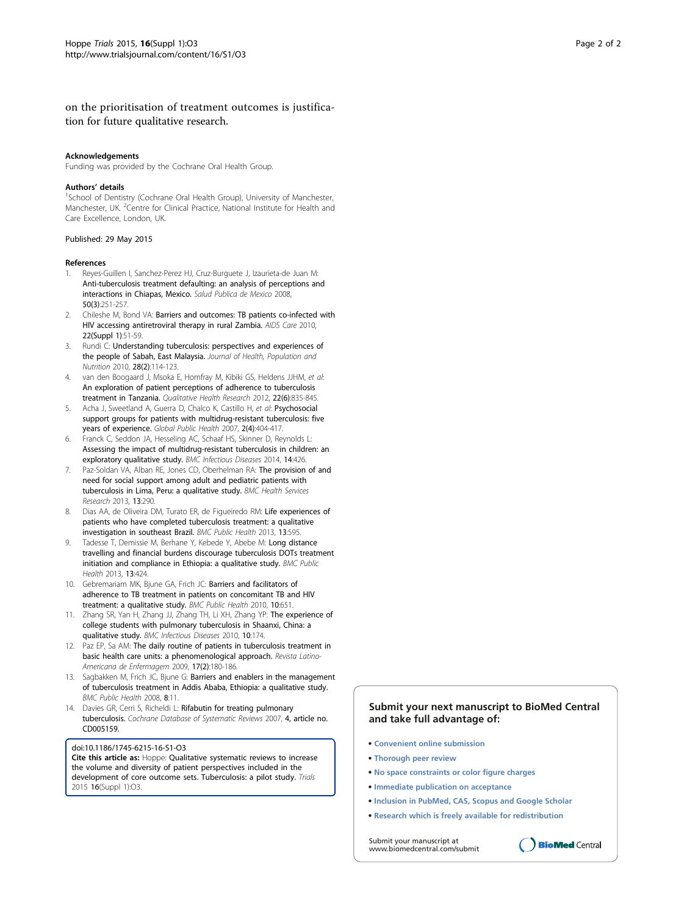on the prioritisation of treatment outcomes is justification for future qualitative research.

### Acknowledgements

Funding was provided by the Cochrane Oral Health Group.

### Authors' details

[1]School of Dentistry (Cochrane Oral Health Group), University of Manchester, Manchester, UK. [2]Centre for Clinical Practice, National Institute for Health and Care Excellence, London, UK.

Published: 29 May 2015

### References

1. Reyes-Guillen I, Sanchez-Perez HJ, Cruz-Burguete J, Izaurieta-de Juan M: **Anti-tuberculosis treatment defaulting: an analysis of perceptions and interactions in Chiapas, Mexico.** *Salud Publica de Mexico* 2008, **50(3)**:251-257.
2. Chileshe M, Bond VA: **Barriers and outcomes: TB patients co-infected with HIV accessing antiretroviral therapy in rural Zambia.** *AIDS Care* 2010, **22(Suppl 1)**:51-59.
3. Rundi C: **Understanding tuberculosis: perspectives and experiences of the people of Sabah, East Malaysia.** *Journal of Health, Population and Nutrition* 2010, **28(2)**:114-123.
4. van den Boogaard J, Msoka E, Homfray M, Kibiki GS, Heldens JJHM, *et al*: **An exploration of patient perceptions of adherence to tuberculosis treatment in Tanzania.** *Qualitative Health Research* 2012, **22(6)**:835-845.
5. Acha J, Sweetland A, Guerra D, Chalco K, Castillo H, *et al*: **Psychosocial support groups for patients with multidrug-resistant tuberculosis: five years of experience.** *Global Public Health* 2007, **2(4)**:404-417.
6. Franck C, Seddon JA, Hesseling AC, Schaaf HS, Skinner D, Reynolds L: **Assessing the impact of multidrug-resistant tuberculosis in children: an exploratory qualitative study.** *BMC Infectious Diseases* 2014, **14**:426.
7. Paz-Soldan VA, Alban RE, Jones CD, Oberhelman RA: **The provision of and need for social support among adult and pediatric patients with tuberculosis in Lima, Peru: a qualitative study.** *BMC Health Services Research* 2013, **13**:290.
8. Dias AA, de Oliveira DM, Turato ER, de Figueiredo RM: **Life experiences of patients who have completed tuberculosis treatment: a qualitative investigation in southeast Brazil.** *BMC Public Health* 2013, **13**:595.
9. Tadesse T, Demissie M, Berhane Y, Kebede Y, Abebe M: **Long distance travelling and financial burdens discourage tuberculosis DOTs treatment initiation and compliance in Ethiopia: a qualitative study.** *BMC Public Health* 2013, **13**:424.
10. Gebremariam MK, Bjune GA, Frich JC: **Barriers and facilitators of adherence to TB treatment in patients on concomitant TB and HIV treatment: a qualitative study.** *BMC Public Health* 2010, **10**:651.
11. Zhang SR, Yan H, Zhang JJ, Zhang TH, Li XH, Zhang YP: **The experience of college students with pulmonary tuberculosis in Shaanxi, China: a qualitative study.** *BMC Infectious Diseases* 2010, **10**:174.
12. Paz EP, Sa AM: **The daily routine of patients in tuberculosis treatment in basic health care units: a phenomenological approach.** *Revista Latino-Americana de Enfermagem* 2009, **17(2)**:180-186.
13. Sagbakken M, Frich JC, Bjune G: **Barriers and enablers in the management of tuberculosis treatment in Addis Ababa, Ethiopia: a qualitative study.** *BMC Public Health* 2008, **8**:11.
14. Davies GR, Cerri S, Richeldi L: **Rifabutin for treating pulmonary tuberculosis.** *Cochrane Database of Systematic Reviews* 2007, **4**, article no. CD005159.

doi:10.1186/1745-6215-16-S1-O3

**Cite this article as:** Hoppe: Qualitative systematic reviews to increase the volume and diversity of patient perspectives included in the development of core outcome sets. Tuberculosis: a pilot study. *Trials* 2015 **16**(Suppl 1):O3.

**Submit your next manuscript to BioMed Central and take full advantage of:**

- Convenient online submission
- Thorough peer review
- No space constraints or color figure charges
- Immediate publication on acceptance
- Inclusion in PubMed, CAS, Scopus and Google Scholar
- Research which is freely available for redistribution

Submit your manuscript at www.biomedcentral.com/submit

BioMed Central